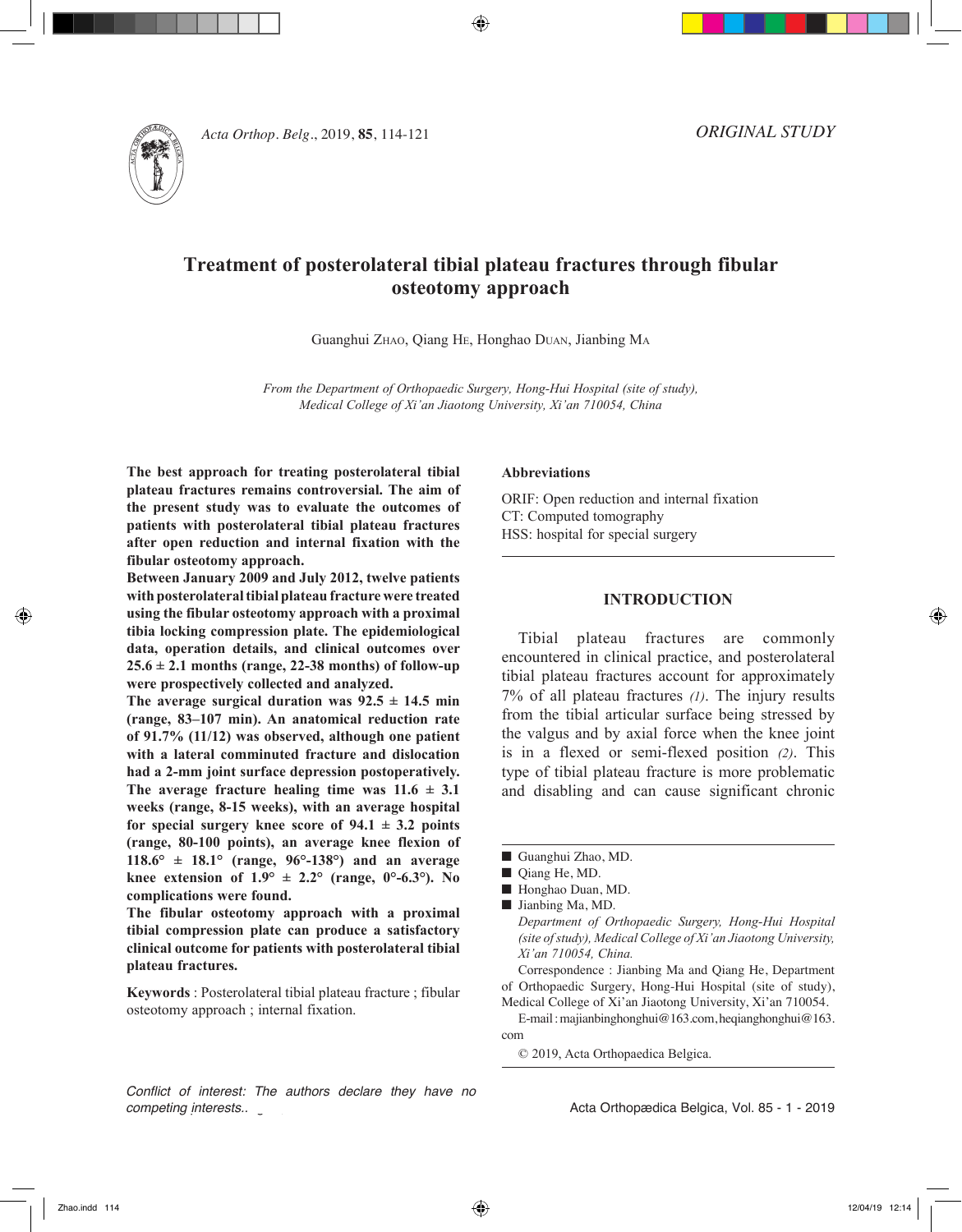ORIGINAL STUDY

# Treatment of posterolateral tibial plateau fractures through fibular osteotomy approach

Guanghui Zhao, Qiang He, Honghao Duan, Jianbing Ma

*From the Department of Orthopaedic Surgery, Hong-Hui Hospital (site of study), Medical College of Xi'an Jiaotong University, Xi'an 710054, China*

**The best approach for treating posterolateral tibial plateau fractures remains controversial. The aim of the present study was to evaluate the outcomes of patients with posterolateral tibial plateau fractures after open reduction and internal fixation with the fibular osteotomy approach.**

**Between January 2009 and July 2012, twelve patients with posterolateral tibial plateau fracture were treated using the fibular osteotomy approach with a proximal tibia locking compression plate. The epidemiological data, operation details, and clinical outcomes over 25.6 ± 2.1 months (range, 22-38 months) of follow-up were prospectively collected and analyzed.**

**The average surgical duration was 92.5 ± 14.5 min (range, 83–107 min). An anatomical reduction rate of 91.7% (11/12) was observed, although one patient with a lateral comminuted fracture and dislocation had a 2-mm joint surface depression postoperatively. The average fracture healing time was 11.6 ± 3.1 weeks (range, 8-15 weeks), with an average hospital for special surgery knee score of 94.1 ± 3.2 points (range, 80-100 points), an average knee flexion of 118.6° ± 18.1° (range, 96°-138°) and an average knee extension of 1.9° ± 2.2° (range, 0°-6.3°). No complications were found.**

**The fibular osteotomy approach with a proximal tibial compression plate can produce a satisfactory clinical outcome for patients with posterolateral tibial plateau fractures.**

**Keywords** : Posterolateral tibial plateau fracture ; fibular osteotomy approach ; internal fixation.

*Conflict of interest: The authors declare they have no competing interests.*

### Abbreviations

ORIF: Open reduction and internal fixation
CT: Computed tomography
HSS: hospital for special surgery

## INTRODUCTION

Tibial plateau fractures are commonly encountered in clinical practice, and posterolateral tibial plateau fractures account for approximately 7% of all plateau fractures *(1)*. The injury results from the tibial articular surface being stressed by the valgus and by axial force when the knee joint is in a flexed or semi-flexed position *(2)*. This type of tibial plateau fracture is more problematic and disabling and can cause significant chronic

- Guanghui Zhao, MD.
- Qiang He, MD.
- Honghao Duan, MD.
- Jianbing Ma, MD.

*Department of Orthopaedic Surgery, Hong-Hui Hospital (site of study), Medical College of Xi'an Jiaotong University, Xi'an 710054, China.*

Correspondence : Jianbing Ma and Qiang He, Department of Orthopaedic Surgery, Hong-Hui Hospital (site of study), Medical College of Xi'an Jiaotong University, Xi'an 710054.

E-mail : majianbinghonghui@163.com, heqianghonghui@163.com

© 2019, Acta Orthopaedica Belgica.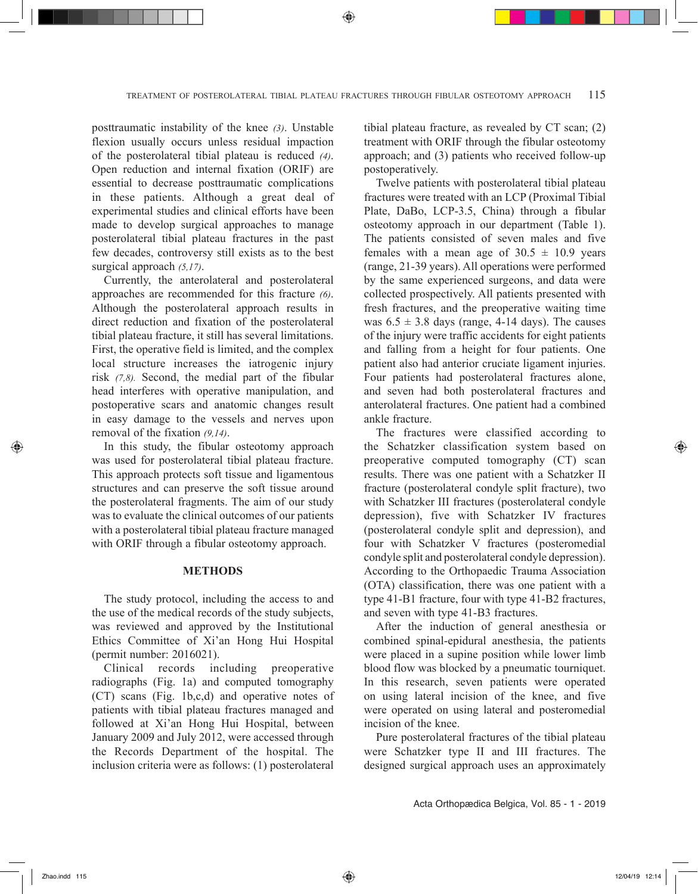posttraumatic instability of the knee *(3)*. Unstable flexion usually occurs unless residual impaction of the posterolateral tibial plateau is reduced *(4)*. Open reduction and internal fixation (ORIF) are essential to decrease posttraumatic complications in these patients. Although a great deal of experimental studies and clinical efforts have been made to develop surgical approaches to manage posterolateral tibial plateau fractures in the past few decades, controversy still exists as to the best surgical approach *(5,17)*.

Currently, the anterolateral and posterolateral approaches are recommended for this fracture *(6)*. Although the posterolateral approach results in direct reduction and fixation of the posterolateral tibial plateau fracture, it still has several limitations. First, the operative field is limited, and the complex local structure increases the iatrogenic injury risk *(7,8)*. Second, the medial part of the fibular head interferes with operative manipulation, and postoperative scars and anatomic changes result in easy damage to the vessels and nerves upon removal of the fixation *(9,14)*.

In this study, the fibular osteotomy approach was used for posterolateral tibial plateau fracture. This approach protects soft tissue and ligamentous structures and can preserve the soft tissue around the posterolateral fragments. The aim of our study was to evaluate the clinical outcomes of our patients with a posterolateral tibial plateau fracture managed with ORIF through a fibular osteotomy approach.

## METHODS

The study protocol, including the access to and the use of the medical records of the study subjects, was reviewed and approved by the Institutional Ethics Committee of Xi'an Hong Hui Hospital (permit number: 2016021).

Clinical records including preoperative radiographs (Fig. 1a) and computed tomography (CT) scans (Fig. 1b,c,d) and operative notes of patients with tibial plateau fractures managed and followed at Xi'an Hong Hui Hospital, between January 2009 and July 2012, were accessed through the Records Department of the hospital. The inclusion criteria were as follows: (1) posterolateral tibial plateau fracture, as revealed by CT scan; (2) treatment with ORIF through the fibular osteotomy approach; and (3) patients who received follow-up postoperatively.

Twelve patients with posterolateral tibial plateau fractures were treated with an LCP (Proximal Tibial Plate, DaBo, LCP-3.5, China) through a fibular osteotomy approach in our department (Table 1). The patients consisted of seven males and five females with a mean age of 30.5 ± 10.9 years (range, 21-39 years). All operations were performed by the same experienced surgeons, and data were collected prospectively. All patients presented with fresh fractures, and the preoperative waiting time was 6.5 ± 3.8 days (range, 4-14 days). The causes of the injury were traffic accidents for eight patients and falling from a height for four patients. One patient also had anterior cruciate ligament injuries. Four patients had posterolateral fractures alone, and seven had both posterolateral fractures and anterolateral fractures. One patient had a combined ankle fracture.

The fractures were classified according to the Schatzker classification system based on preoperative computed tomography (CT) scan results. There was one patient with a Schatzker II fracture (posterolateral condyle split fracture), two with Schatzker III fractures (posterolateral condyle depression), five with Schatzker IV fractures (posterolateral condyle split and depression), and four with Schatzker V fractures (posteromedial condyle split and posterolateral condyle depression). According to the Orthopaedic Trauma Association (OTA) classification, there was one patient with a type 41-B1 fracture, four with type 41-B2 fractures, and seven with type 41-B3 fractures.

After the induction of general anesthesia or combined spinal-epidural anesthesia, the patients were placed in a supine position while lower limb blood flow was blocked by a pneumatic tourniquet. In this research, seven patients were operated on using lateral incision of the knee, and five were operated on using lateral and posteromedial incision of the knee.

Pure posterolateral fractures of the tibial plateau were Schatzker type II and III fractures. The designed surgical approach uses an approximately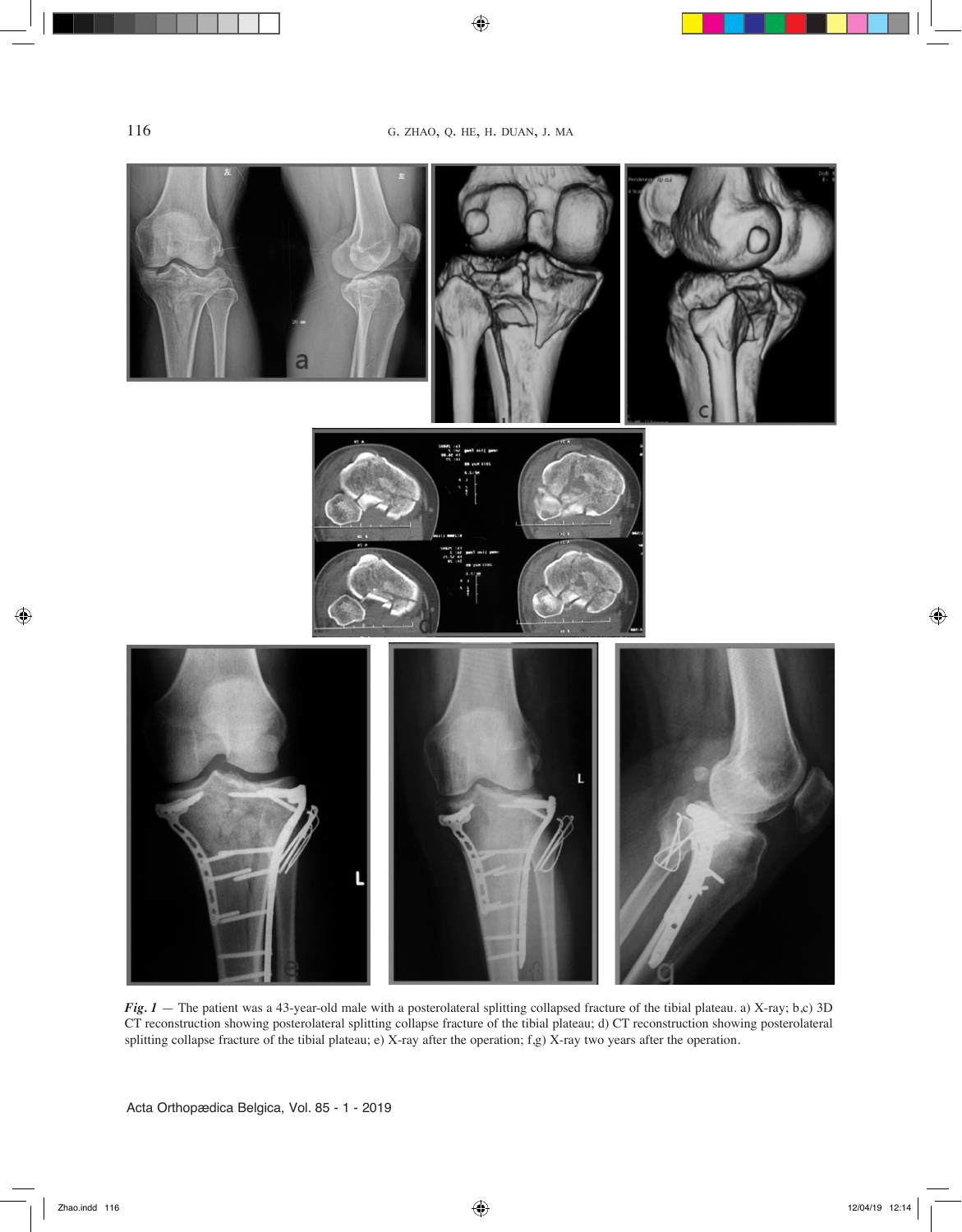***Fig. 1*** — The patient was a 43-year-old male with a posterolateral splitting collapsed fracture of the tibial plateau. a) X-ray; b,c) 3D CT reconstruction showing posterolateral splitting collapse fracture of the tibial plateau; d) CT reconstruction showing posterolateral splitting collapse fracture of the tibial plateau; e) X-ray after the operation; f,g) X-ray two years after the operation.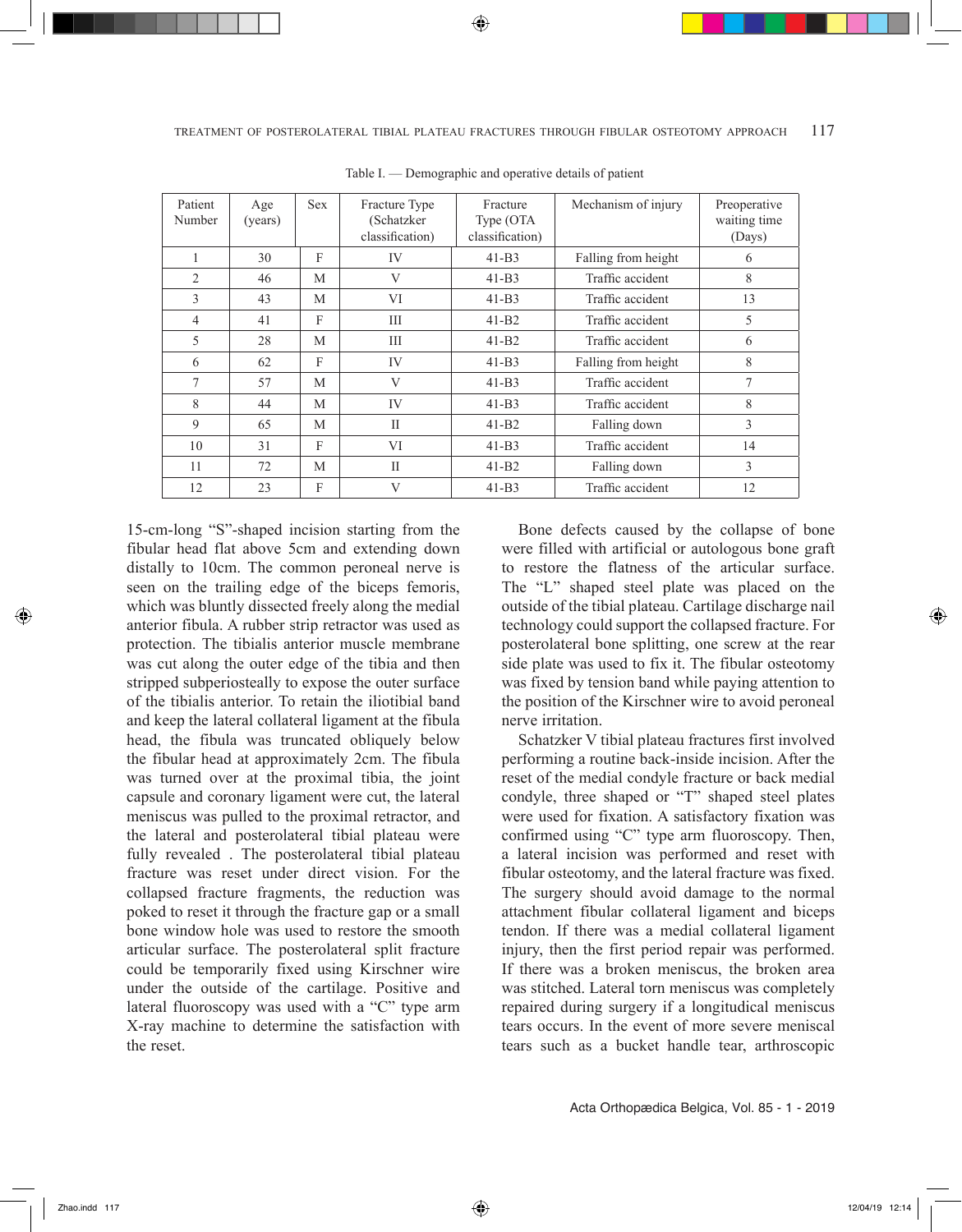Table I. — Demographic and operative details of patient

| Patient Number | Age (years) | Sex | Fracture Type (Schatzker classification) | Fracture Type (OTA classification) | Mechanism of injury | Preoperative waiting time (Days) |
|---|---|---|---|---|---|---|
| 1 | 30 | F | IV | 41-B3 | Falling from height | 6 |
| 2 | 46 | M | V | 41-B3 | Traffic accident | 8 |
| 3 | 43 | M | VI | 41-B3 | Traffic accident | 13 |
| 4 | 41 | F | III | 41-B2 | Traffic accident | 5 |
| 5 | 28 | M | III | 41-B2 | Traffic accident | 6 |
| 6 | 62 | F | IV | 41-B3 | Falling from height | 8 |
| 7 | 57 | M | V | 41-B3 | Traffic accident | 7 |
| 8 | 44 | M | IV | 41-B3 | Traffic accident | 8 |
| 9 | 65 | M | II | 41-B2 | Falling down | 3 |
| 10 | 31 | F | VI | 41-B3 | Traffic accident | 14 |
| 11 | 72 | M | II | 41-B2 | Falling down | 3 |
| 12 | 23 | F | V | 41-B3 | Traffic accident | 12 |

15-cm-long “S”-shaped incision starting from the fibular head flat above 5cm and extending down distally to 10cm. The common peroneal nerve is seen on the trailing edge of the biceps femoris, which was bluntly dissected freely along the medial anterior fibula. A rubber strip retractor was used as protection. The tibialis anterior muscle membrane was cut along the outer edge of the tibia and then stripped subperiosteally to expose the outer surface of the tibialis anterior. To retain the iliotibial band and keep the lateral collateral ligament at the fibula head, the fibula was truncated obliquely below the fibular head at approximately 2cm. The fibula was turned over at the proximal tibia, the joint capsule and coronary ligament were cut, the lateral meniscus was pulled to the proximal retractor, and the lateral and posterolateral tibial plateau were fully revealed . The posterolateral tibial plateau fracture was reset under direct vision. For the collapsed fracture fragments, the reduction was poked to reset it through the fracture gap or a small bone window hole was used to restore the smooth articular surface. The posterolateral split fracture could be temporarily fixed using Kirschner wire under the outside of the cartilage. Positive and lateral fluoroscopy was used with a “C” type arm X-ray machine to determine the satisfaction with the reset.

Bone defects caused by the collapse of bone were filled with artificial or autologous bone graft to restore the flatness of the articular surface. The “L” shaped steel plate was placed on the outside of the tibial plateau. Cartilage discharge nail technology could support the collapsed fracture. For posterolateral bone splitting, one screw at the rear side plate was used to fix it. The fibular osteotomy was fixed by tension band while paying attention to the position of the Kirschner wire to avoid peroneal nerve irritation.

Schatzker V tibial plateau fractures first involved performing a routine back-inside incision. After the reset of the medial condyle fracture or back medial condyle, three shaped or “T” shaped steel plates were used for fixation. A satisfactory fixation was confirmed using “C” type arm fluoroscopy. Then, a lateral incision was performed and reset with fibular osteotomy, and the lateral fracture was fixed. The surgery should avoid damage to the normal attachment fibular collateral ligament and biceps tendon. If there was a medial collateral ligament injury, then the first period repair was performed. If there was a broken meniscus, the broken area was stitched. Lateral torn meniscus was completely repaired during surgery if a longitudical meniscus tears occurs. In the event of more severe meniscal tears such as a bucket handle tear, arthroscopic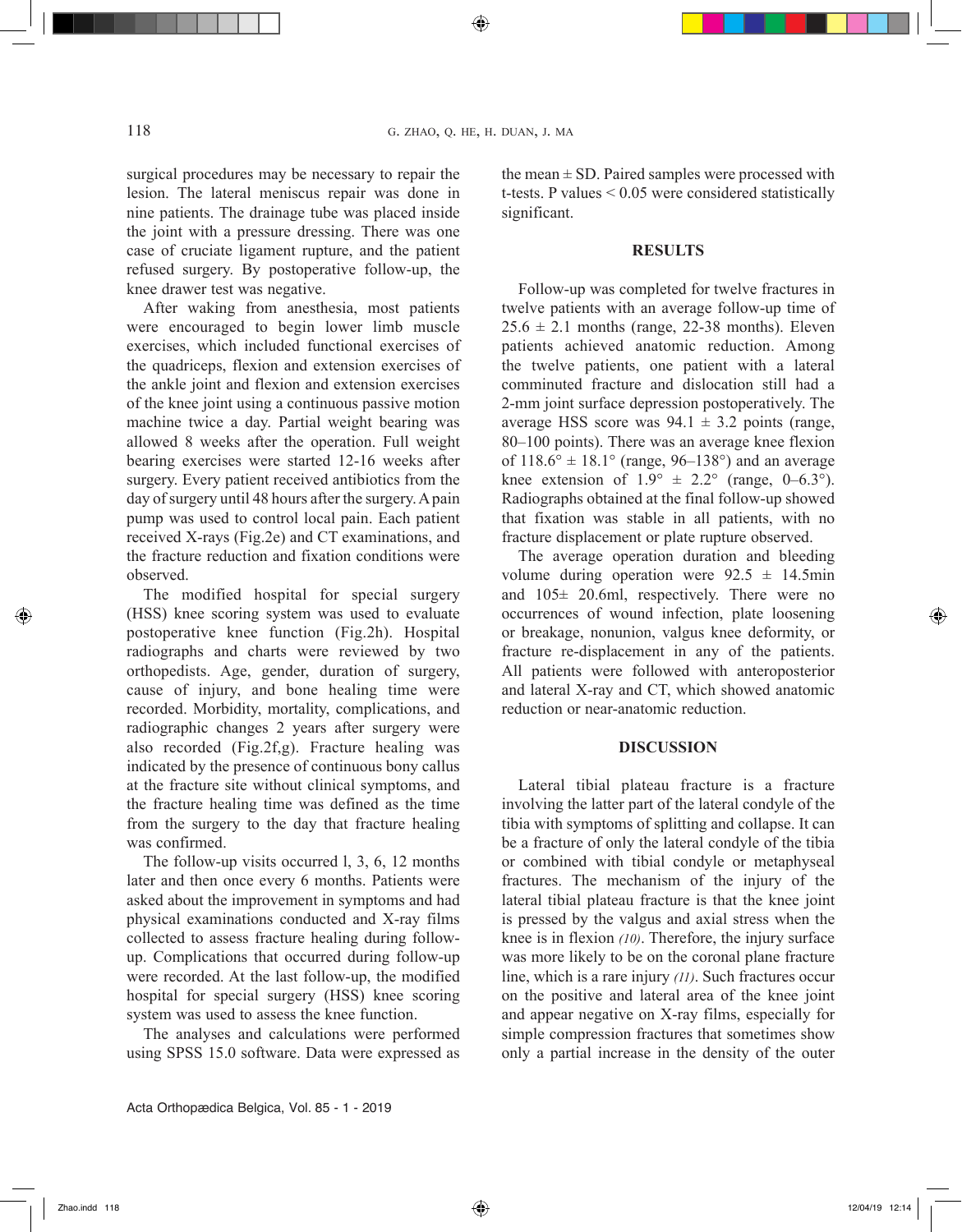surgical procedures may be necessary to repair the lesion. The lateral meniscus repair was done in nine patients. The drainage tube was placed inside the joint with a pressure dressing. There was one case of cruciate ligament rupture, and the patient refused surgery. By postoperative follow-up, the knee drawer test was negative.

After waking from anesthesia, most patients were encouraged to begin lower limb muscle exercises, which included functional exercises of the quadriceps, flexion and extension exercises of the ankle joint and flexion and extension exercises of the knee joint using a continuous passive motion machine twice a day. Partial weight bearing was allowed 8 weeks after the operation. Full weight bearing exercises were started 12-16 weeks after surgery. Every patient received antibiotics from the day of surgery until 48 hours after the surgery. A pain pump was used to control local pain. Each patient received X-rays (Fig.2e) and CT examinations, and the fracture reduction and fixation conditions were observed.

The modified hospital for special surgery (HSS) knee scoring system was used to evaluate postoperative knee function (Fig.2h). Hospital radiographs and charts were reviewed by two orthopedists. Age, gender, duration of surgery, cause of injury, and bone healing time were recorded. Morbidity, mortality, complications, and radiographic changes 2 years after surgery were also recorded (Fig.2f,g). Fracture healing was indicated by the presence of continuous bony callus at the fracture site without clinical symptoms, and the fracture healing time was defined as the time from the surgery to the day that fracture healing was confirmed.

The follow-up visits occurred l, 3, 6, 12 months later and then once every 6 months. Patients were asked about the improvement in symptoms and had physical examinations conducted and X-ray films collected to assess fracture healing during follow-up. Complications that occurred during follow-up were recorded. At the last follow-up, the modified hospital for special surgery (HSS) knee scoring system was used to assess the knee function.

The analyses and calculations were performed using SPSS 15.0 software. Data were expressed as the mean ± SD. Paired samples were processed with t-tests. P values < 0.05 were considered statistically significant.

## RESULTS

Follow-up was completed for twelve fractures in twelve patients with an average follow-up time of 25.6 ± 2.1 months (range, 22-38 months). Eleven patients achieved anatomic reduction. Among the twelve patients, one patient with a lateral comminuted fracture and dislocation still had a 2-mm joint surface depression postoperatively. The average HSS score was 94.1 ± 3.2 points (range, 80–100 points). There was an average knee flexion of 118.6° ± 18.1° (range, 96–138°) and an average knee extension of 1.9° ± 2.2° (range, 0–6.3°). Radiographs obtained at the final follow-up showed that fixation was stable in all patients, with no fracture displacement or plate rupture observed.

The average operation duration and bleeding volume during operation were 92.5 ± 14.5min and 105± 20.6ml, respectively. There were no occurrences of wound infection, plate loosening or breakage, nonunion, valgus knee deformity, or fracture re-displacement in any of the patients. All patients were followed with anteroposterior and lateral X-ray and CT, which showed anatomic reduction or near-anatomic reduction.

## DISCUSSION

Lateral tibial plateau fracture is a fracture involving the latter part of the lateral condyle of the tibia with symptoms of splitting and collapse. It can be a fracture of only the lateral condyle of the tibia or combined with tibial condyle or metaphyseal fractures. The mechanism of the injury of the lateral tibial plateau fracture is that the knee joint is pressed by the valgus and axial stress when the knee is in flexion *(10)*. Therefore, the injury surface was more likely to be on the coronal plane fracture line, which is a rare injury *(11)*. Such fractures occur on the positive and lateral area of the knee joint and appear negative on X-ray films, especially for simple compression fractures that sometimes show only a partial increase in the density of the outer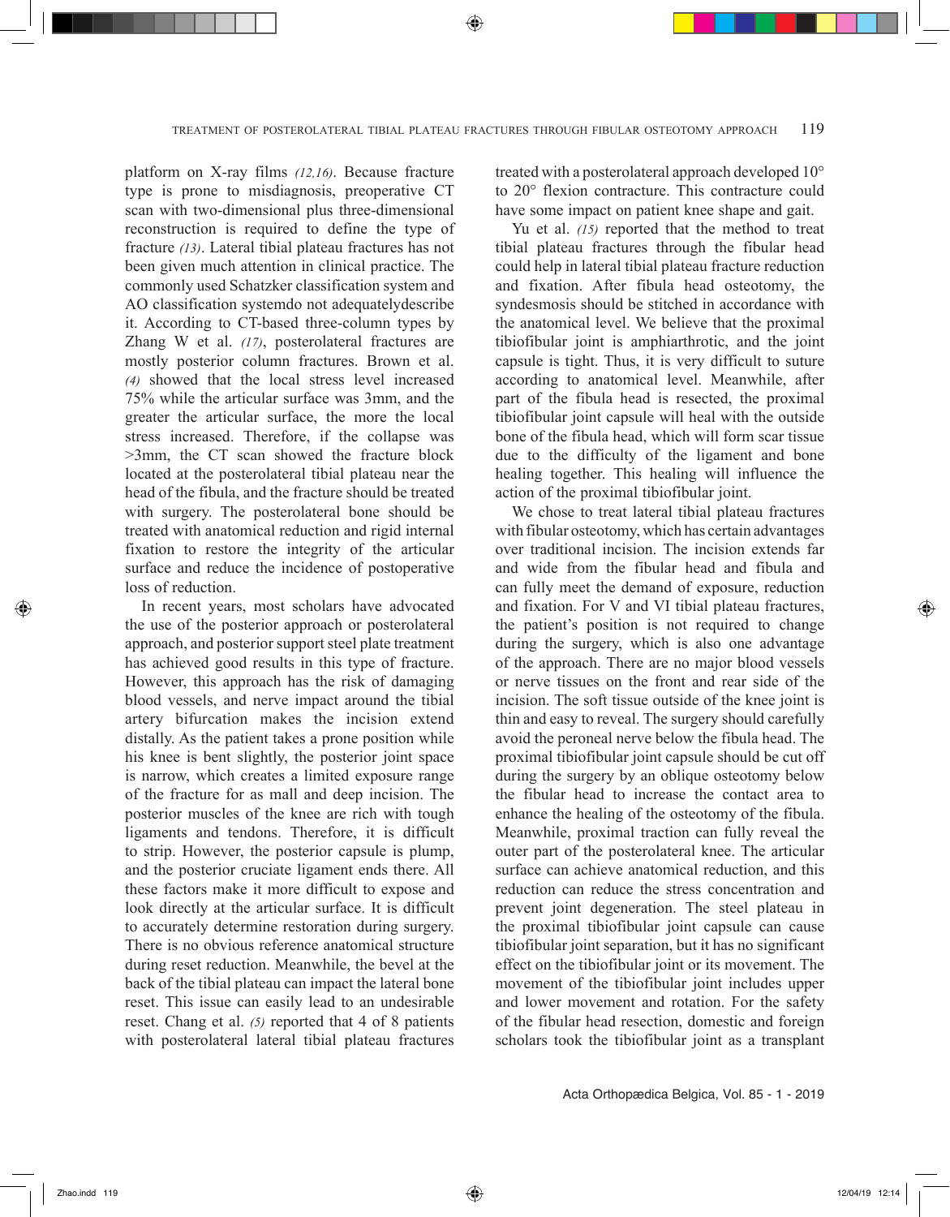platform on X-ray films *(12,16)*. Because fracture type is prone to misdiagnosis, preoperative CT scan with two-dimensional plus three-dimensional reconstruction is required to define the type of fracture *(13)*. Lateral tibial plateau fractures has not been given much attention in clinical practice. The commonly used Schatzker classification system and AO classification systemdo not adequatelydescribe it. According to CT-based three-column types by Zhang W et al. *(17)*, posterolateral fractures are mostly posterior column fractures. Brown et al. *(4)* showed that the local stress level increased 75% while the articular surface was 3mm, and the greater the articular surface, the more the local stress increased. Therefore, if the collapse was >3mm, the CT scan showed the fracture block located at the posterolateral tibial plateau near the head of the fibula, and the fracture should be treated with surgery. The posterolateral bone should be treated with anatomical reduction and rigid internal fixation to restore the integrity of the articular surface and reduce the incidence of postoperative loss of reduction.

In recent years, most scholars have advocated the use of the posterior approach or posterolateral approach, and posterior support steel plate treatment has achieved good results in this type of fracture. However, this approach has the risk of damaging blood vessels, and nerve impact around the tibial artery bifurcation makes the incision extend distally. As the patient takes a prone position while his knee is bent slightly, the posterior joint space is narrow, which creates a limited exposure range of the fracture for as mall and deep incision. The posterior muscles of the knee are rich with tough ligaments and tendons. Therefore, it is difficult to strip. However, the posterior capsule is plump, and the posterior cruciate ligament ends there. All these factors make it more difficult to expose and look directly at the articular surface. It is difficult to accurately determine restoration during surgery. There is no obvious reference anatomical structure during reset reduction. Meanwhile, the bevel at the back of the tibial plateau can impact the lateral bone reset. This issue can easily lead to an undesirable reset. Chang et al. *(5)* reported that 4 of 8 patients with posterolateral lateral tibial plateau fractures treated with a posterolateral approach developed 10° to 20° flexion contracture. This contracture could have some impact on patient knee shape and gait.

Yu et al. *(15)* reported that the method to treat tibial plateau fractures through the fibular head could help in lateral tibial plateau fracture reduction and fixation. After fibula head osteotomy, the syndesmosis should be stitched in accordance with the anatomical level. We believe that the proximal tibiofibular joint is amphiarthrotic, and the joint capsule is tight. Thus, it is very difficult to suture according to anatomical level. Meanwhile, after part of the fibula head is resected, the proximal tibiofibular joint capsule will heal with the outside bone of the fibula head, which will form scar tissue due to the difficulty of the ligament and bone healing together. This healing will influence the action of the proximal tibiofibular joint.

We chose to treat lateral tibial plateau fractures with fibular osteotomy, which has certain advantages over traditional incision. The incision extends far and wide from the fibular head and fibula and can fully meet the demand of exposure, reduction and fixation. For V and VI tibial plateau fractures, the patient's position is not required to change during the surgery, which is also one advantage of the approach. There are no major blood vessels or nerve tissues on the front and rear side of the incision. The soft tissue outside of the knee joint is thin and easy to reveal. The surgery should carefully avoid the peroneal nerve below the fibula head. The proximal tibiofibular joint capsule should be cut off during the surgery by an oblique osteotomy below the fibular head to increase the contact area to enhance the healing of the osteotomy of the fibula. Meanwhile, proximal traction can fully reveal the outer part of the posterolateral knee. The articular surface can achieve anatomical reduction, and this reduction can reduce the stress concentration and prevent joint degeneration. The steel plateau in the proximal tibiofibular joint capsule can cause tibiofibular joint separation, but it has no significant effect on the tibiofibular joint or its movement. The movement of the tibiofibular joint includes upper and lower movement and rotation. For the safety of the fibular head resection, domestic and foreign scholars took the tibiofibular joint as a transplant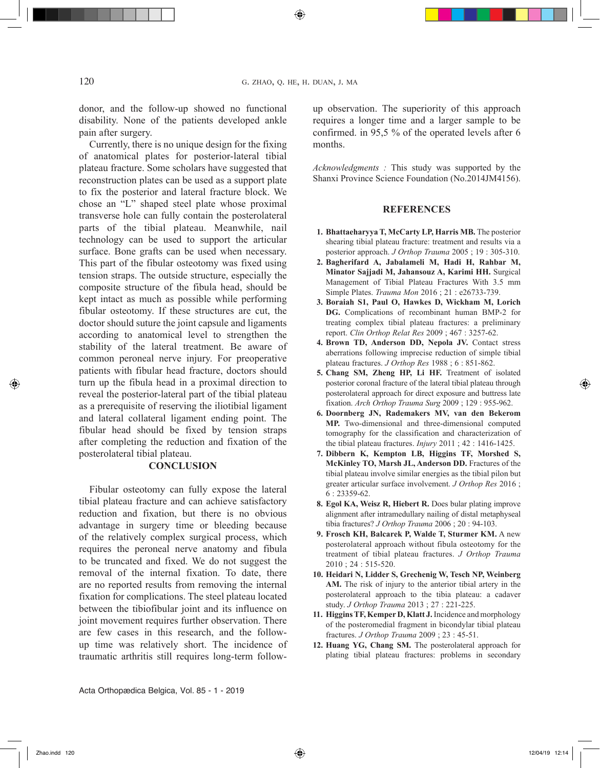donor, and the follow-up showed no functional disability. None of the patients developed ankle pain after surgery.

Currently, there is no unique design for the fixing of anatomical plates for posterior-lateral tibial plateau fracture. Some scholars have suggested that reconstruction plates can be used as a support plate to fix the posterior and lateral fracture block. We chose an "L" shaped steel plate whose proximal transverse hole can fully contain the posterolateral parts of the tibial plateau. Meanwhile, nail technology can be used to support the articular surface. Bone grafts can be used when necessary. This part of the fibular osteotomy was fixed using tension straps. The outside structure, especially the composite structure of the fibula head, should be kept intact as much as possible while performing fibular osteotomy. If these structures are cut, the doctor should suture the joint capsule and ligaments according to anatomical level to strengthen the stability of the lateral treatment. Be aware of common peroneal nerve injury. For preoperative patients with fibular head fracture, doctors should turn up the fibula head in a proximal direction to reveal the posterior-lateral part of the tibial plateau as a prerequisite of reserving the iliotibial ligament and lateral collateral ligament ending point. The fibular head should be fixed by tension straps after completing the reduction and fixation of the posterolateral tibial plateau.

## CONCLUSION

Fibular osteotomy can fully expose the lateral tibial plateau fracture and can achieve satisfactory reduction and fixation, but there is no obvious advantage in surgery time or bleeding because of the relatively complex surgical process, which requires the peroneal nerve anatomy and fibula to be truncated and fixed. We do not suggest the removal of the internal fixation. To date, there are no reported results from removing the internal fixation for complications. The steel plateau located between the tibiofibular joint and its influence on joint movement requires further observation. There are few cases in this research, and the follow-up time was relatively short. The incidence of traumatic arthritis still requires long-term follow-up observation. The superiority of this approach requires a longer time and a larger sample to be confirmed. in 95,5 % of the operated levels after 6 months.

*Acknowledgments :* This study was supported by the Shanxi Province Science Foundation (No.2014JM4156).

## REFERENCES

1. **Bhattaeharyya T, McCarty LP, Harris MB.** The posterior shearing tibial plateau fracture: treatment and results via a posterior approach. *J Orthop Trauma* 2005 ; 19 : 305-310.
2. **Bagherifard A, Jabalameli M, Hadi H, Rahbar M, Minator Sajjadi M, Jahansouz A, Karimi HH.** Surgical Management of Tibial Plateau Fractures With 3.5 mm Simple Plates. *Trauma Mon* 2016 ; 21 : e26733-739.
3. **Boraiah S1, Paul O, Hawkes D, Wickham M, Lorich DG.** Complications of recombinant human BMP-2 for treating complex tibial plateau fractures: a preliminary report. *Clin Orthop Relat Res* 2009 ; 467 : 3257-62.
4. **Brown TD, Anderson DD, Nepola JV.** Contact stress aberrations following imprecise reduction of simple tibial plateau fractures. *J Orthop Res* 1988 ; 6 : 851-862.
5. **Chang SM, Zheng HP, Li HF.** Treatment of isolated posterior coronal fracture of the lateral tibial plateau through posterolateral approach for direct exposure and buttress late fixation. *Arch Orthop Trauma Surg* 2009 ; 129 : 955-962.
6. **Doornberg JN, Rademakers MV, van den Bekerom MP.** Two-dimensional and three-dimensional computed tomography for the classification and characterization of the tibial plateau fractures. *Injury* 2011 ; 42 : 1416-1425.
7. **Dibbern K, Kempton LB, Higgins TF, Morshed S, McKinley TO, Marsh JL, Anderson DD.** Fractures of the tibial plateau involve similar energies as the tibial pilon but greater articular surface involvement. *J Orthop Res* 2016 ; 6 : 23359-62.
8. **Egol KA, Weisz R, Hiebert R.** Does bular plating improve alignment after intramedullary nailing of distal metaphyseal tibia fractures? *J Orthop Trauma* 2006 ; 20 : 94-103.
9. **Frosch KH, Balcarek P, Walde T, Sturmer KM.** A new posterolateral approach without fibula osteotomy for the treatment of tibial plateau fractures. *J Orthop Trauma* 2010 ; 24 : 515-520.
10. **Heidari N, Lidder S, Grechenig W, Tesch NP, Weinberg AM.** The risk of injury to the anterior tibial artery in the posterolateral approach to the tibia plateau: a cadaver study. *J Orthop Trauma* 2013 ; 27 : 221-225.
11. **Higgins TF, Kemper D, Klatt J.** Incidence and morphology of the posteromedial fragment in bicondylar tibial plateau fractures. *J Orthop Trauma* 2009 ; 23 : 45-51.
12. **Huang YG, Chang SM.** The posterolateral approach for plating tibial plateau fractures: problems in secondary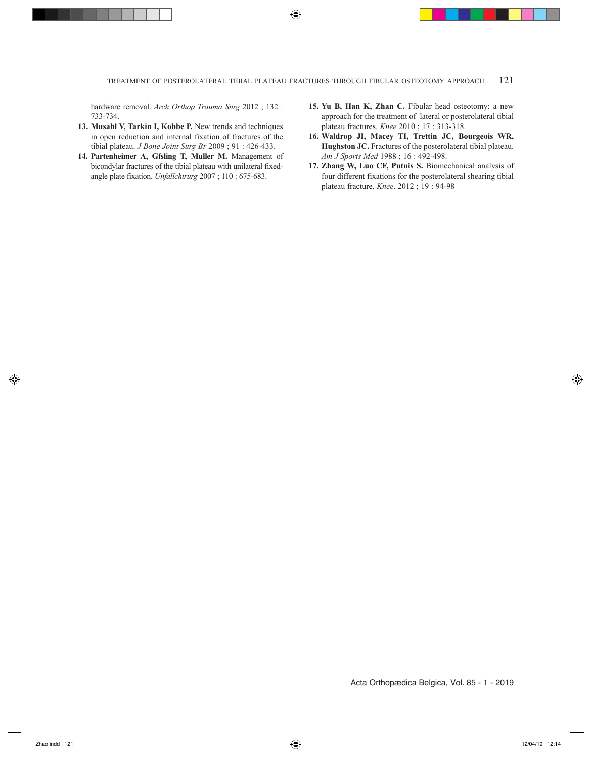hardware removal. *Arch Orthop Trauma Surg* 2012 ; 132 : 733-734.

13. **Musahl V, Tarkin I, Kobbe P.** New trends and techniques in open reduction and internal fixation of fractures of the tibial plateau. *J Bone Joint Surg Br* 2009 ; 91 : 426-433.
14. **Partenheimer A, Gfsling T, Muller M.** Management of bicondylar fractures of the tibial plateau with unilateral fixed-angle plate fixation. *Unfallchirurg* 2007 ; 110 : 675-683.
15. **Yu B, Han K, Zhan C.** Fibular head osteotomy: a new approach for the treatment of lateral or posterolateral tibial plateau fractures. *Knee* 2010 ; 17 : 313-318.
16. **Waldrop JI, Macey TI, Trettin JC, Bourgeois WR, Hughston JC.** Fractures of the posterolateral tibial plateau. *Am J Sports Med* 1988 ; 16 : 492-498.
17. **Zhang W, Luo CF, Putnis S.** Biomechanical analysis of four different fixations for the posterolateral shearing tibial plateau fracture. *Knee*. 2012 ; 19 : 94-98